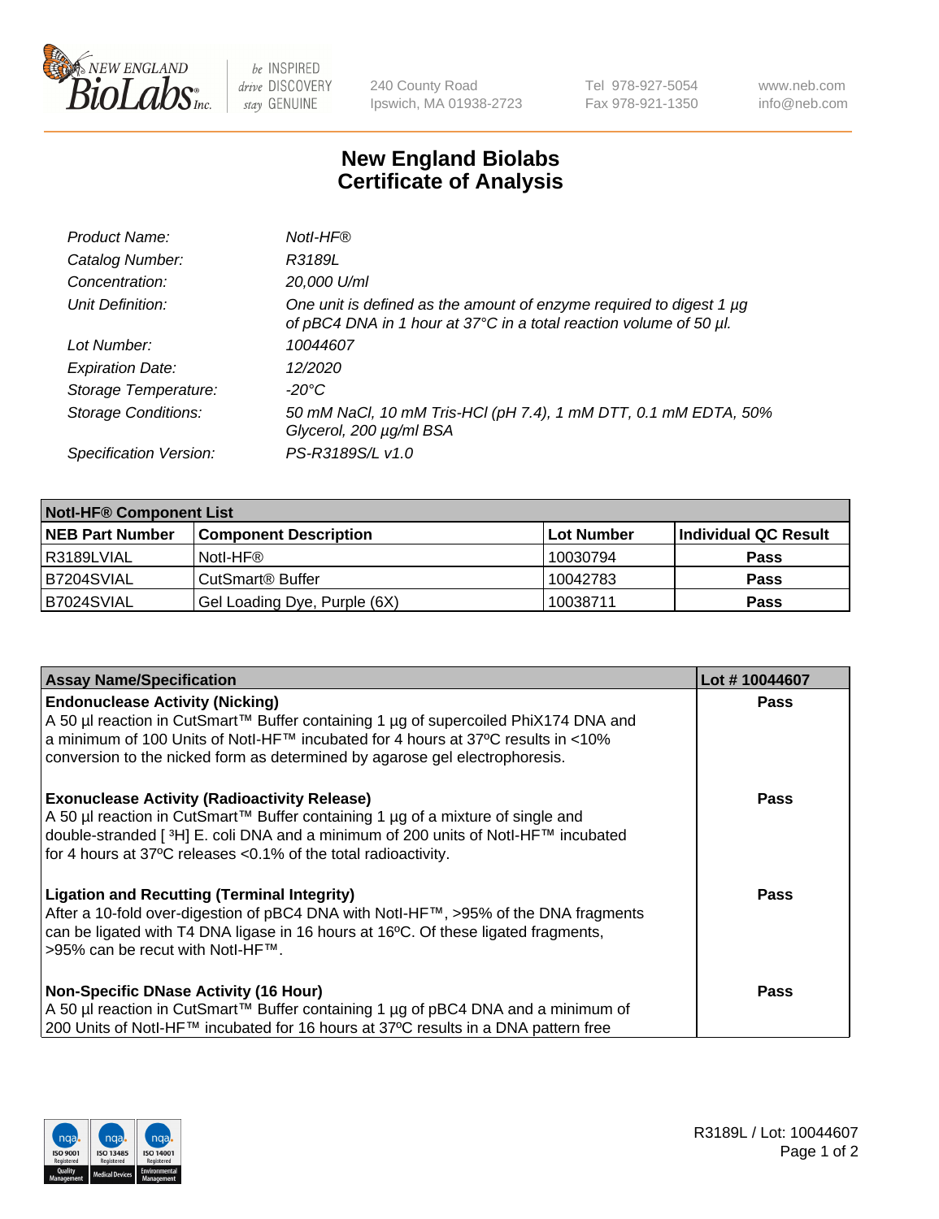New England BioLabs Inc. — be INSPIRED drive DISCOVERY stay GENUINE

240 County Road
Ipswich, MA 01938-2723

Tel 978-927-5054
Fax 978-921-1350

www.neb.com
info@neb.com

# New England Biolabs
# Certificate of Analysis

| | |
|---|---|
| *Product Name:* | *NotI-HF®* |
| *Catalog Number:* | *R3189L* |
| *Concentration:* | *20,000 U/ml* |
| *Unit Definition:* | *One unit is defined as the amount of enzyme required to digest 1 µg of pBC4 DNA in 1 hour at 37°C in a total reaction volume of 50 µl.* |
| *Lot Number:* | *10044607* |
| *Expiration Date:* | *12/2020* |
| *Storage Temperature:* | *-20°C* |
| *Storage Conditions:* | *50 mM NaCl, 10 mM Tris-HCl (pH 7.4), 1 mM DTT, 0.1 mM EDTA, 50% Glycerol, 200 µg/ml BSA* |
| *Specification Version:* | *PS-R3189S/L v1.0* |

| **NotI-HF® Component List** | | | |
|---|---|---|---|
| **NEB Part Number** | **Component Description** | **Lot Number** | **Individual QC Result** |
| R3189LVIAL | NotI-HF® | 10030794 | **Pass** |
| B7204SVIAL | CutSmart® Buffer | 10042783 | **Pass** |
| B7024SVIAL | Gel Loading Dye, Purple (6X) | 10038711 | **Pass** |

| **Assay Name/Specification** | **Lot # 10044607** |
|---|---|
| **Endonuclease Activity (Nicking)**<br>A 50 µl reaction in CutSmart™ Buffer containing 1 µg of supercoiled PhiX174 DNA and a minimum of 100 Units of NotI-HF™ incubated for 4 hours at 37ºC results in <10% conversion to the nicked form as determined by agarose gel electrophoresis. | **Pass** |
| **Exonuclease Activity (Radioactivity Release)**<br>A 50 µl reaction in CutSmart™ Buffer containing 1 µg of a mixture of single and double-stranded [ $^{3}$H] E. coli DNA and a minimum of 200 units of NotI-HF™ incubated for 4 hours at 37ºC releases <0.1% of the total radioactivity. | **Pass** |
| **Ligation and Recutting (Terminal Integrity)**<br>After a 10-fold over-digestion of pBC4 DNA with NotI-HF™, >95% of the DNA fragments can be ligated with T4 DNA ligase in 16 hours at 16ºC. Of these ligated fragments, >95% can be recut with NotI-HF™. | **Pass** |
| **Non-Specific DNase Activity (16 Hour)**<br>A 50 µl reaction in CutSmart™ Buffer containing 1 µg of pBC4 DNA and a minimum of 200 Units of NotI-HF™ incubated for 16 hours at 37ºC results in a DNA pattern free | **Pass** |

R3189L / Lot: 10044607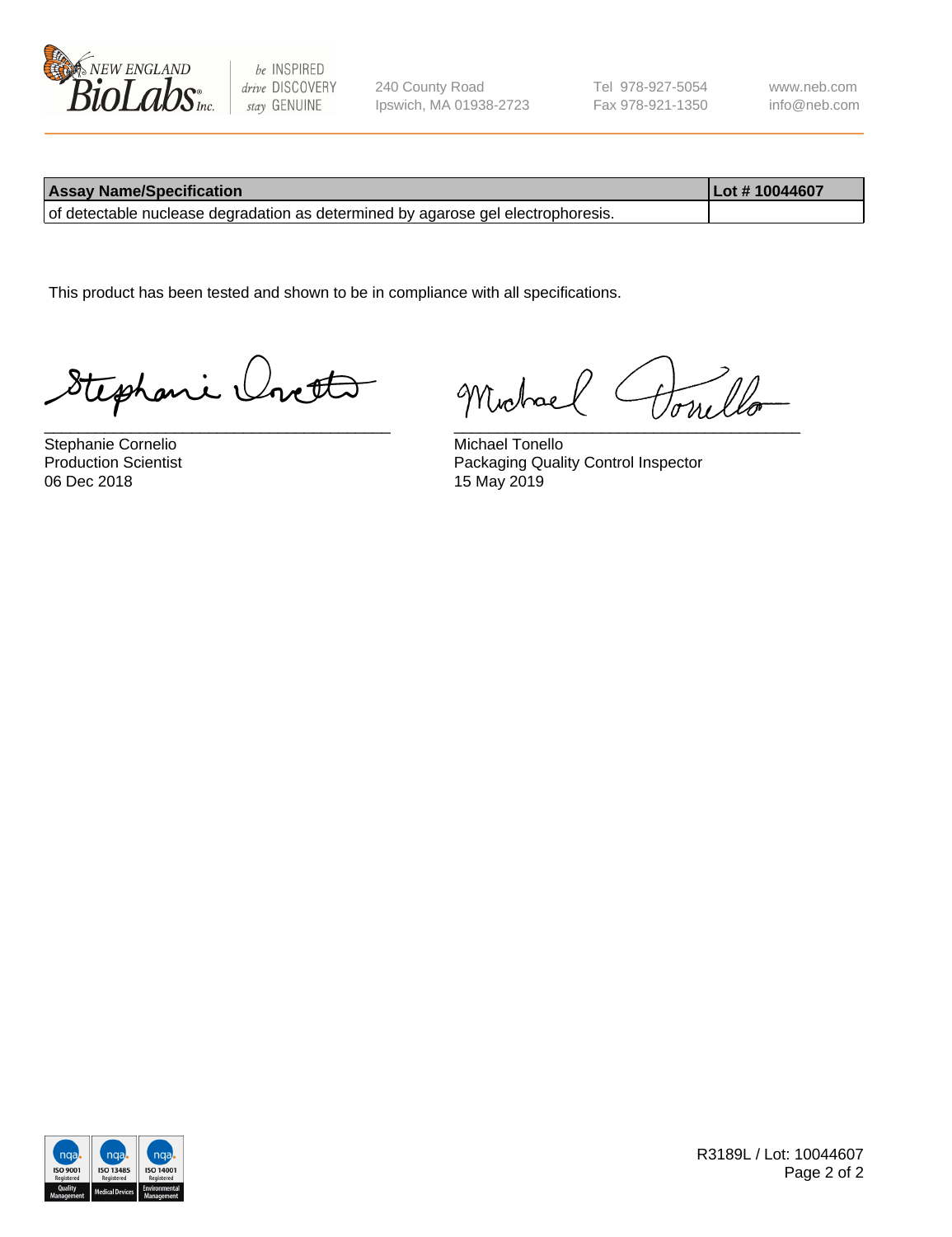| Assay Name/Specification | Lot # 10044607 |
| --- | --- |
| of detectable nuclease degradation as determined by agarose gel electrophoresis. | |

This product has been tested and shown to be in compliance with all specifications.

Stephanie Cornelio
Production Scientist
06 Dec 2018

Michael Tonello
Packaging Quality Control Inspector
15 May 2019

R3189L / Lot: 10044607